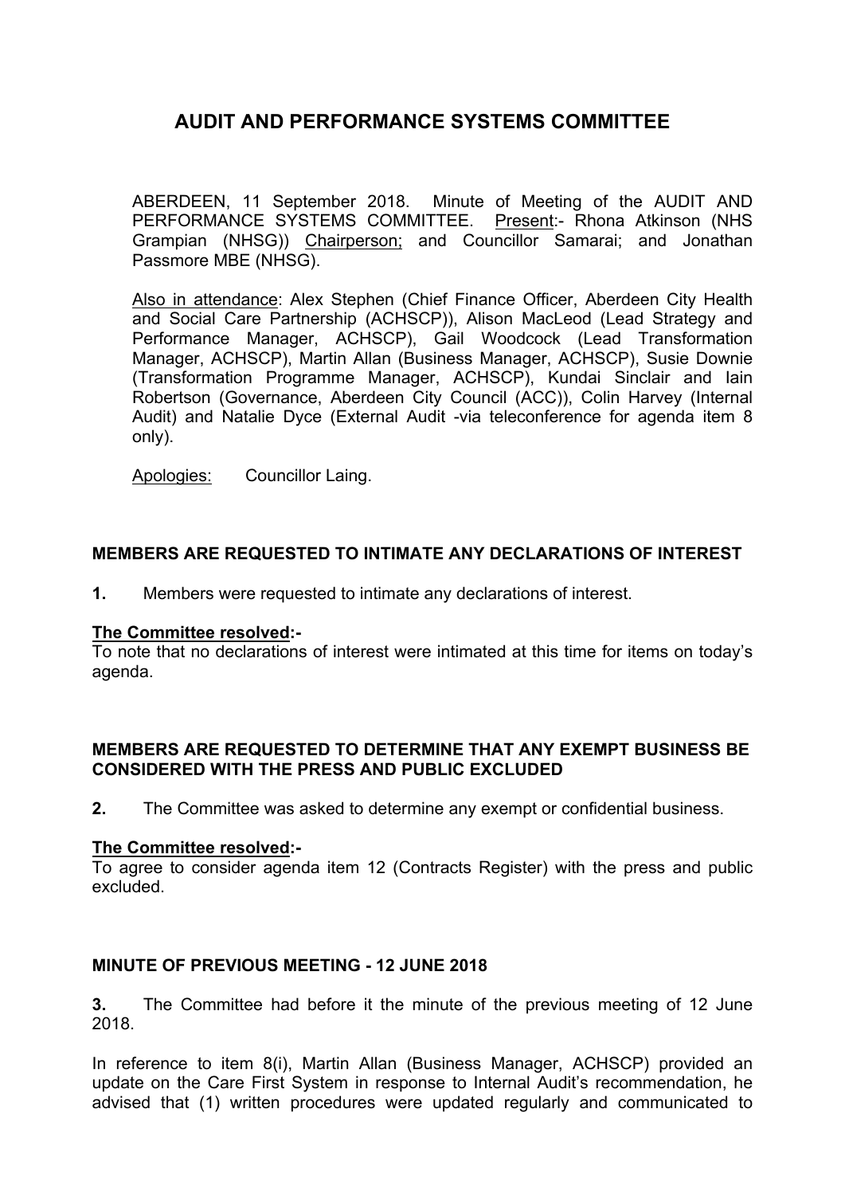# AUDIT AND PERFORMANCE SYSTEMS COMMITTEE

ABERDEEN, 11 September 2018. Minute of Meeting of the AUDIT AND PERFORMANCE SYSTEMS COMMITTEE. Present:- Rhona Atkinson (NHS Grampian (NHSG)) Chairperson; and Councillor Samarai; and Jonathan Passmore MBE (NHSG).

Also in attendance: Alex Stephen (Chief Finance Officer, Aberdeen City Health and Social Care Partnership (ACHSCP)), Alison MacLeod (Lead Strategy and Performance Manager, ACHSCP), Gail Woodcock (Lead Transformation Manager, ACHSCP), Martin Allan (Business Manager, ACHSCP), Susie Downie (Transformation Programme Manager, ACHSCP), Kundai Sinclair and Iain Robertson (Governance, Aberdeen City Council (ACC)), Colin Harvey (Internal Audit) and Natalie Dyce (External Audit -via teleconference for agenda item 8 only).

Apologies: Councillor Laing.

## MEMBERS ARE REQUESTED TO INTIMATE ANY DECLARATIONS OF INTEREST

**1.** Members were requested to intimate any declarations of interest.

**The Committee resolved:-**
To note that no declarations of interest were intimated at this time for items on today's agenda.

## MEMBERS ARE REQUESTED TO DETERMINE THAT ANY EXEMPT BUSINESS BE CONSIDERED WITH THE PRESS AND PUBLIC EXCLUDED

**2.** The Committee was asked to determine any exempt or confidential business.

**The Committee resolved:-**
To agree to consider agenda item 12 (Contracts Register) with the press and public excluded.

## MINUTE OF PREVIOUS MEETING - 12 JUNE 2018

**3.** The Committee had before it the minute of the previous meeting of 12 June 2018.

In reference to item 8(i), Martin Allan (Business Manager, ACHSCP) provided an update on the Care First System in response to Internal Audit's recommendation, he advised that (1) written procedures were updated regularly and communicated to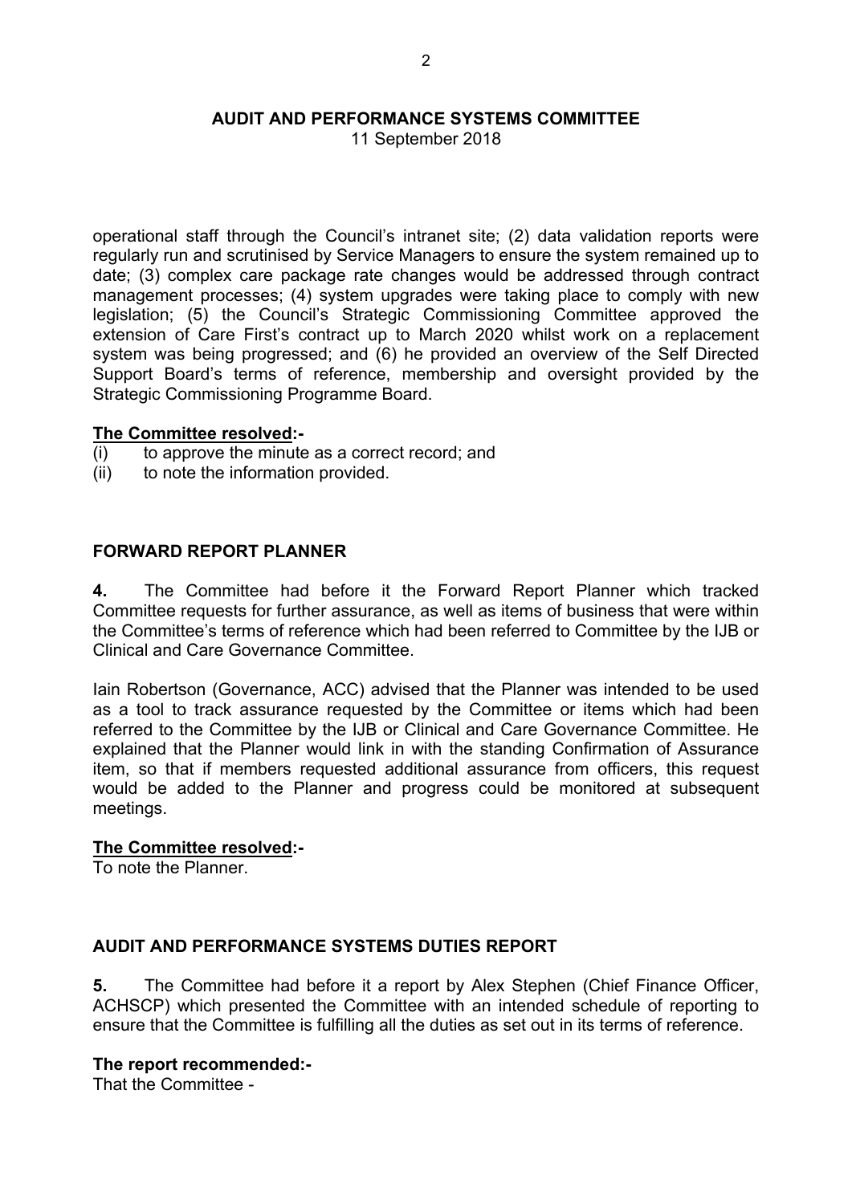operational staff through the Council's intranet site; (2) data validation reports were regularly run and scrutinised by Service Managers to ensure the system remained up to date; (3) complex care package rate changes would be addressed through contract management processes; (4) system upgrades were taking place to comply with new legislation; (5) the Council's Strategic Commissioning Committee approved the extension of Care First's contract up to March 2020 whilst work on a replacement system was being progressed; and (6) he provided an overview of the Self Directed Support Board's terms of reference, membership and oversight provided by the Strategic Commissioning Programme Board.

**The Committee resolved:-**

(i) to approve the minute as a correct record; and
(ii) to note the information provided.

## FORWARD REPORT PLANNER

**4.** The Committee had before it the Forward Report Planner which tracked Committee requests for further assurance, as well as items of business that were within the Committee's terms of reference which had been referred to Committee by the IJB or Clinical and Care Governance Committee.

Iain Robertson (Governance, ACC) advised that the Planner was intended to be used as a tool to track assurance requested by the Committee or items which had been referred to the Committee by the IJB or Clinical and Care Governance Committee. He explained that the Planner would link in with the standing Confirmation of Assurance item, so that if members requested additional assurance from officers, this request would be added to the Planner and progress could be monitored at subsequent meetings.

**The Committee resolved:-**

To note the Planner.

## AUDIT AND PERFORMANCE SYSTEMS DUTIES REPORT

**5.** The Committee had before it a report by Alex Stephen (Chief Finance Officer, ACHSCP) which presented the Committee with an intended schedule of reporting to ensure that the Committee is fulfilling all the duties as set out in its terms of reference.

**The report recommended:-**

That the Committee -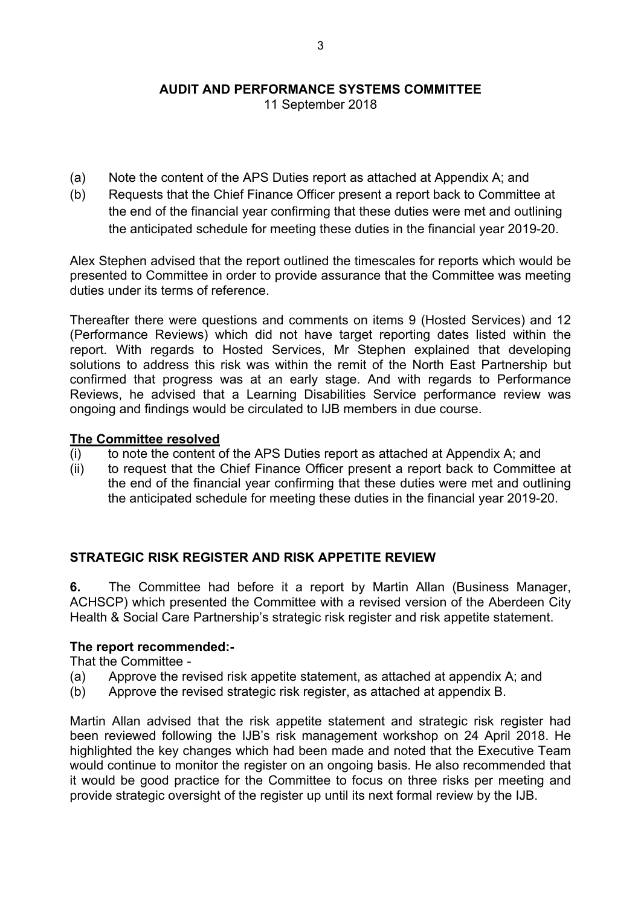**AUDIT AND PERFORMANCE SYSTEMS COMMITTEE**
11 September 2018

(a) Note the content of the APS Duties report as attached at Appendix A; and
(b) Requests that the Chief Finance Officer present a report back to Committee at the end of the financial year confirming that these duties were met and outlining the anticipated schedule for meeting these duties in the financial year 2019-20.

Alex Stephen advised that the report outlined the timescales for reports which would be presented to Committee in order to provide assurance that the Committee was meeting duties under its terms of reference.

Thereafter there were questions and comments on items 9 (Hosted Services) and 12 (Performance Reviews) which did not have target reporting dates listed within the report. With regards to Hosted Services, Mr Stephen explained that developing solutions to address this risk was within the remit of the North East Partnership but confirmed that progress was at an early stage. And with regards to Performance Reviews, he advised that a Learning Disabilities Service performance review was ongoing and findings would be circulated to IJB members in due course.

**The Committee resolved**

(i) to note the content of the APS Duties report as attached at Appendix A; and
(ii) to request that the Chief Finance Officer present a report back to Committee at the end of the financial year confirming that these duties were met and outlining the anticipated schedule for meeting these duties in the financial year 2019-20.

## STRATEGIC RISK REGISTER AND RISK APPETITE REVIEW

**6.** The Committee had before it a report by Martin Allan (Business Manager, ACHSCP) which presented the Committee with a revised version of the Aberdeen City Health & Social Care Partnership's strategic risk register and risk appetite statement.

**The report recommended:-**

That the Committee -

(a) Approve the revised risk appetite statement, as attached at appendix A; and
(b) Approve the revised strategic risk register, as attached at appendix B.

Martin Allan advised that the risk appetite statement and strategic risk register had been reviewed following the IJB's risk management workshop on 24 April 2018. He highlighted the key changes which had been made and noted that the Executive Team would continue to monitor the register on an ongoing basis. He also recommended that it would be good practice for the Committee to focus on three risks per meeting and provide strategic oversight of the register up until its next formal review by the IJB.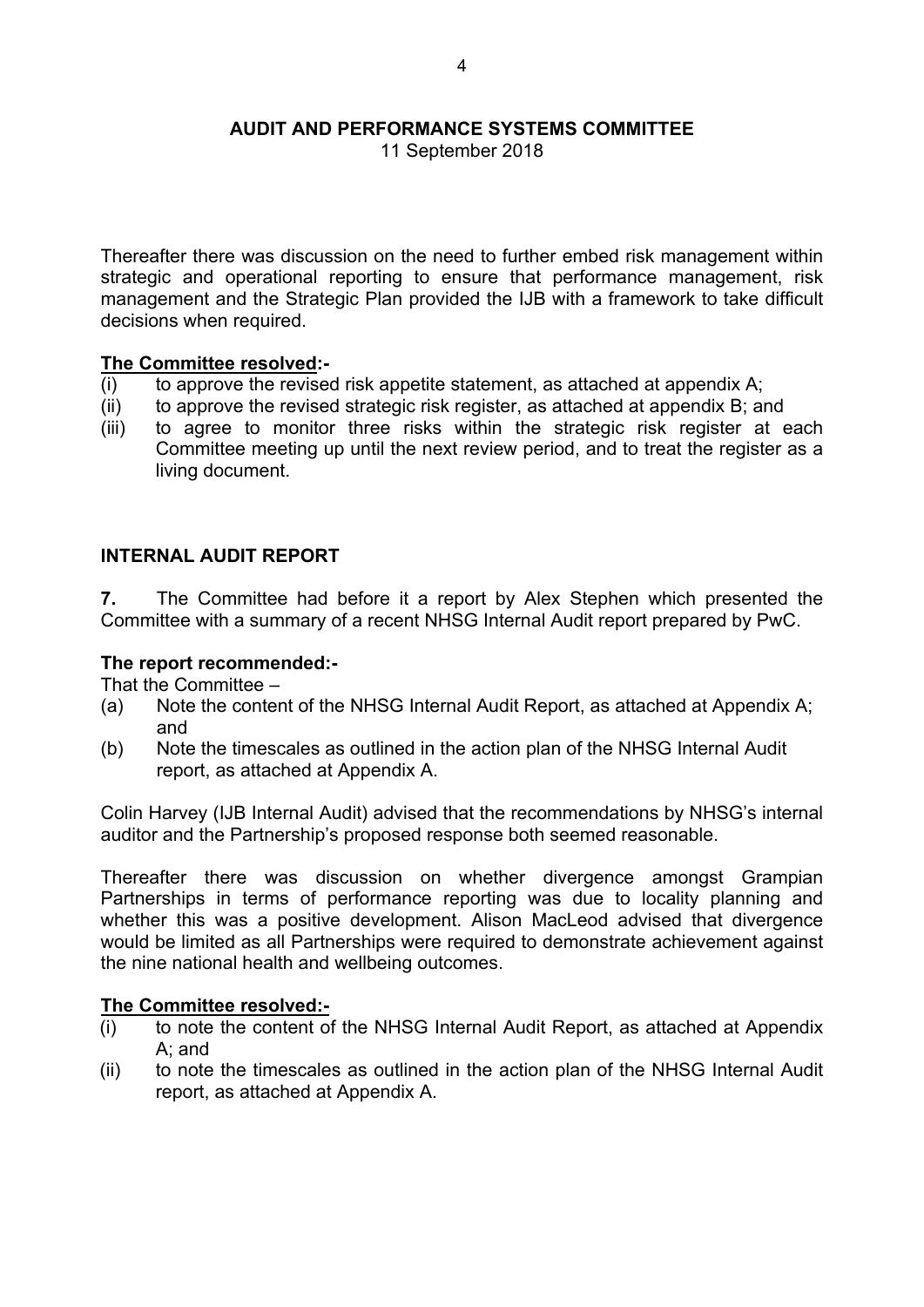Thereafter there was discussion on the need to further embed risk management within strategic and operational reporting to ensure that performance management, risk management and the Strategic Plan provided the IJB with a framework to take difficult decisions when required.

**The Committee resolved:-**

(i) to approve the revised risk appetite statement, as attached at appendix A;
(ii) to approve the revised strategic risk register, as attached at appendix B; and
(iii) to agree to monitor three risks within the strategic risk register at each Committee meeting up until the next review period, and to treat the register as a living document.

## INTERNAL AUDIT REPORT

**7.** The Committee had before it a report by Alex Stephen which presented the Committee with a summary of a recent NHSG Internal Audit report prepared by PwC.

**The report recommended:-**

That the Committee –

(a) Note the content of the NHSG Internal Audit Report, as attached at Appendix A; and
(b) Note the timescales as outlined in the action plan of the NHSG Internal Audit report, as attached at Appendix A.

Colin Harvey (IJB Internal Audit) advised that the recommendations by NHSG's internal auditor and the Partnership's proposed response both seemed reasonable.

Thereafter there was discussion on whether divergence amongst Grampian Partnerships in terms of performance reporting was due to locality planning and whether this was a positive development. Alison MacLeod advised that divergence would be limited as all Partnerships were required to demonstrate achievement against the nine national health and wellbeing outcomes.

**The Committee resolved:-**

(i) to note the content of the NHSG Internal Audit Report, as attached at Appendix A; and
(ii) to note the timescales as outlined in the action plan of the NHSG Internal Audit report, as attached at Appendix A.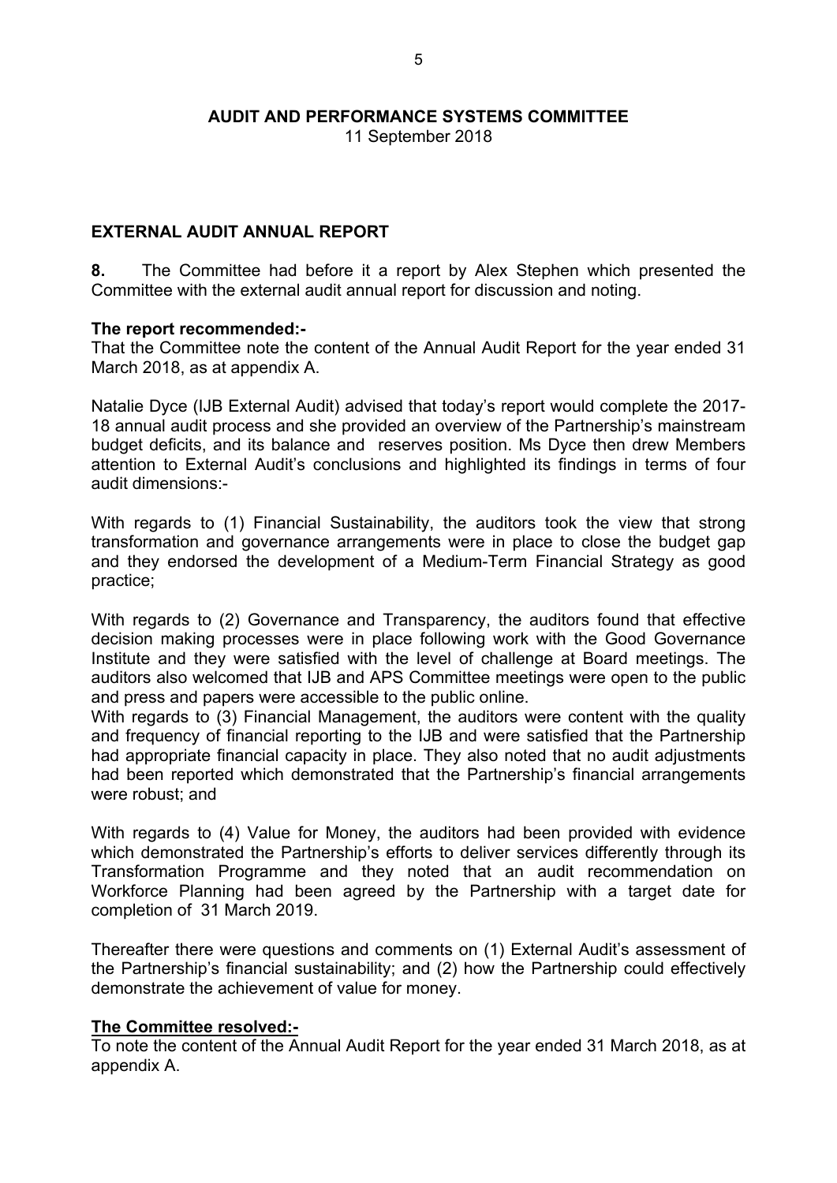# AUDIT AND PERFORMANCE SYSTEMS COMMITTEE

11 September 2018

## EXTERNAL AUDIT ANNUAL REPORT

**8.** The Committee had before it a report by Alex Stephen which presented the Committee with the external audit annual report for discussion and noting.

**The report recommended:-**

That the Committee note the content of the Annual Audit Report for the year ended 31 March 2018, as at appendix A.

Natalie Dyce (IJB External Audit) advised that today's report would complete the 2017-18 annual audit process and she provided an overview of the Partnership's mainstream budget deficits, and its balance and reserves position. Ms Dyce then drew Members attention to External Audit's conclusions and highlighted its findings in terms of four audit dimensions:-

With regards to (1) Financial Sustainability, the auditors took the view that strong transformation and governance arrangements were in place to close the budget gap and they endorsed the development of a Medium-Term Financial Strategy as good practice;

With regards to (2) Governance and Transparency, the auditors found that effective decision making processes were in place following work with the Good Governance Institute and they were satisfied with the level of challenge at Board meetings. The auditors also welcomed that IJB and APS Committee meetings were open to the public and press and papers were accessible to the public online.

With regards to (3) Financial Management, the auditors were content with the quality and frequency of financial reporting to the IJB and were satisfied that the Partnership had appropriate financial capacity in place. They also noted that no audit adjustments had been reported which demonstrated that the Partnership's financial arrangements were robust; and

With regards to (4) Value for Money, the auditors had been provided with evidence which demonstrated the Partnership's efforts to deliver services differently through its Transformation Programme and they noted that an audit recommendation on Workforce Planning had been agreed by the Partnership with a target date for completion of 31 March 2019.

Thereafter there were questions and comments on (1) External Audit's assessment of the Partnership's financial sustainability; and (2) how the Partnership could effectively demonstrate the achievement of value for money.

**The Committee resolved:-**

To note the content of the Annual Audit Report for the year ended 31 March 2018, as at appendix A.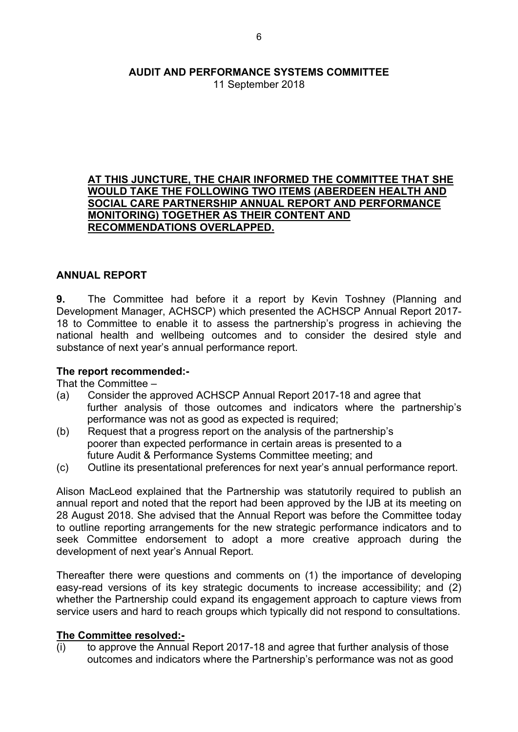**AUDIT AND PERFORMANCE SYSTEMS COMMITTEE**
11 September 2018

**AT THIS JUNCTURE, THE CHAIR INFORMED THE COMMITTEE THAT SHE WOULD TAKE THE FOLLOWING TWO ITEMS (ABERDEEN HEALTH AND SOCIAL CARE PARTNERSHIP ANNUAL REPORT AND PERFORMANCE MONITORING) TOGETHER AS THEIR CONTENT AND RECOMMENDATIONS OVERLAPPED.**

**ANNUAL REPORT**

**9.** The Committee had before it a report by Kevin Toshney (Planning and Development Manager, ACHSCP) which presented the ACHSCP Annual Report 2017-18 to Committee to enable it to assess the partnership's progress in achieving the national health and wellbeing outcomes and to consider the desired style and substance of next year's annual performance report.

**The report recommended:-**

That the Committee –

(a) Consider the approved ACHSCP Annual Report 2017-18 and agree that further analysis of those outcomes and indicators where the partnership's performance was not as good as expected is required;
(b) Request that a progress report on the analysis of the partnership's poorer than expected performance in certain areas is presented to a future Audit & Performance Systems Committee meeting; and
(c) Outline its presentational preferences for next year's annual performance report.

Alison MacLeod explained that the Partnership was statutorily required to publish an annual report and noted that the report had been approved by the IJB at its meeting on 28 August 2018. She advised that the Annual Report was before the Committee today to outline reporting arrangements for the new strategic performance indicators and to seek Committee endorsement to adopt a more creative approach during the development of next year's Annual Report.

Thereafter there were questions and comments on (1) the importance of developing easy-read versions of its key strategic documents to increase accessibility; and (2) whether the Partnership could expand its engagement approach to capture views from service users and hard to reach groups which typically did not respond to consultations.

**The Committee resolved:-**

(i) to approve the Annual Report 2017-18 and agree that further analysis of those outcomes and indicators where the Partnership's performance was not as good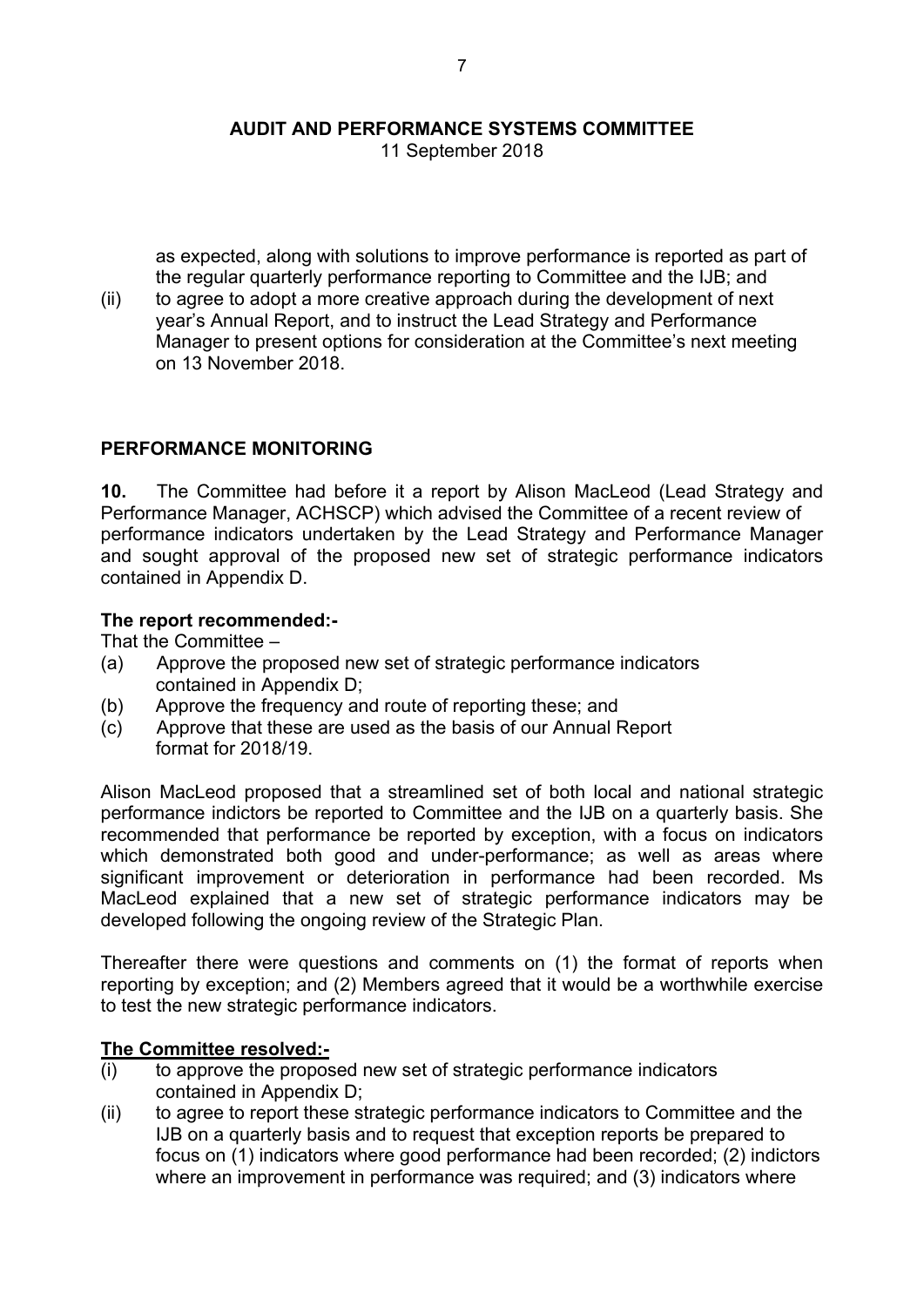as expected, along with solutions to improve performance is reported as part of the regular quarterly performance reporting to Committee and the IJB; and

(ii) to agree to adopt a more creative approach during the development of next year's Annual Report, and to instruct the Lead Strategy and Performance Manager to present options for consideration at the Committee's next meeting on 13 November 2018.

## PERFORMANCE MONITORING

**10.** The Committee had before it a report by Alison MacLeod (Lead Strategy and Performance Manager, ACHSCP) which advised the Committee of a recent review of performance indicators undertaken by the Lead Strategy and Performance Manager and sought approval of the proposed new set of strategic performance indicators contained in Appendix D.

**The report recommended:-**

That the Committee –

(a) Approve the proposed new set of strategic performance indicators contained in Appendix D;
(b) Approve the frequency and route of reporting these; and
(c) Approve that these are used as the basis of our Annual Report format for 2018/19.

Alison MacLeod proposed that a streamlined set of both local and national strategic performance indictors be reported to Committee and the IJB on a quarterly basis. She recommended that performance be reported by exception, with a focus on indicators which demonstrated both good and under-performance; as well as areas where significant improvement or deterioration in performance had been recorded. Ms MacLeod explained that a new set of strategic performance indicators may be developed following the ongoing review of the Strategic Plan.

Thereafter there were questions and comments on (1) the format of reports when reporting by exception; and (2) Members agreed that it would be a worthwhile exercise to test the new strategic performance indicators.

**The Committee resolved:-**

(i) to approve the proposed new set of strategic performance indicators contained in Appendix D;
(ii) to agree to report these strategic performance indicators to Committee and the IJB on a quarterly basis and to request that exception reports be prepared to focus on (1) indicators where good performance had been recorded; (2) indictors where an improvement in performance was required; and (3) indicators where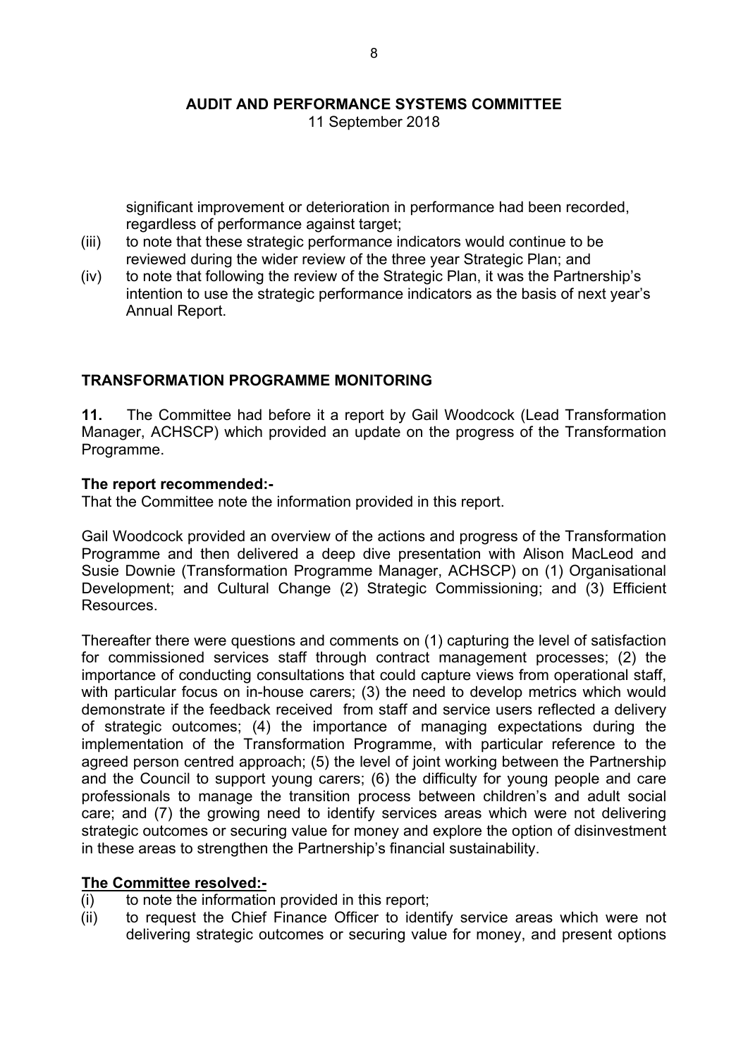significant improvement or deterioration in performance had been recorded, regardless of performance against target;

(iii) to note that these strategic performance indicators would continue to be reviewed during the wider review of the three year Strategic Plan; and

(iv) to note that following the review of the Strategic Plan, it was the Partnership's intention to use the strategic performance indicators as the basis of next year's Annual Report.

## TRANSFORMATION PROGRAMME MONITORING

**11.** The Committee had before it a report by Gail Woodcock (Lead Transformation Manager, ACHSCP) which provided an update on the progress of the Transformation Programme.

**The report recommended:-**
That the Committee note the information provided in this report.

Gail Woodcock provided an overview of the actions and progress of the Transformation Programme and then delivered a deep dive presentation with Alison MacLeod and Susie Downie (Transformation Programme Manager, ACHSCP) on (1) Organisational Development; and Cultural Change (2) Strategic Commissioning; and (3) Efficient Resources.

Thereafter there were questions and comments on (1) capturing the level of satisfaction for commissioned services staff through contract management processes; (2) the importance of conducting consultations that could capture views from operational staff, with particular focus on in-house carers; (3) the need to develop metrics which would demonstrate if the feedback received from staff and service users reflected a delivery of strategic outcomes; (4) the importance of managing expectations during the implementation of the Transformation Programme, with particular reference to the agreed person centred approach; (5) the level of joint working between the Partnership and the Council to support young carers; (6) the difficulty for young people and care professionals to manage the transition process between children's and adult social care; and (7) the growing need to identify services areas which were not delivering strategic outcomes or securing value for money and explore the option of disinvestment in these areas to strengthen the Partnership's financial sustainability.

**<u>The Committee resolved:-</u>**

(i) to note the information provided in this report;

(ii) to request the Chief Finance Officer to identify service areas which were not delivering strategic outcomes or securing value for money, and present options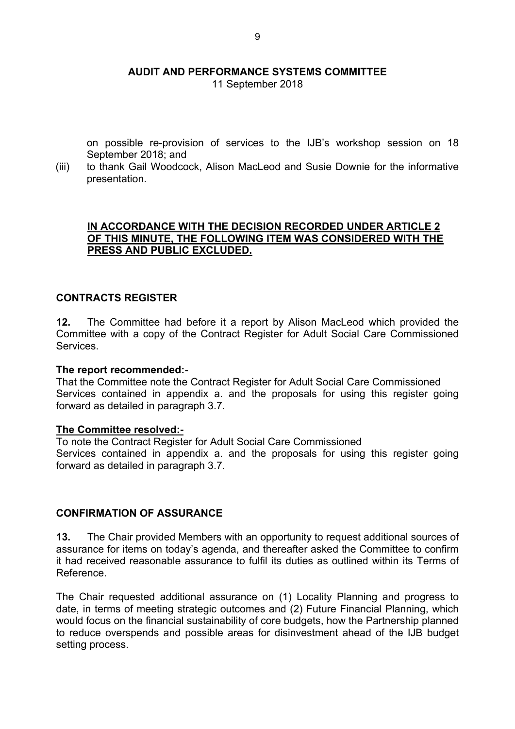on possible re-provision of services to the IJB's workshop session on 18 September 2018; and

(iii) to thank Gail Woodcock, Alison MacLeod and Susie Downie for the informative presentation.

**IN ACCORDANCE WITH THE DECISION RECORDED UNDER ARTICLE 2 OF THIS MINUTE, THE FOLLOWING ITEM WAS CONSIDERED WITH THE PRESS AND PUBLIC EXCLUDED.**

## CONTRACTS REGISTER

**12.** The Committee had before it a report by Alison MacLeod which provided the Committee with a copy of the Contract Register for Adult Social Care Commissioned Services.

**The report recommended:-**

That the Committee note the Contract Register for Adult Social Care Commissioned Services contained in appendix a. and the proposals for using this register going forward as detailed in paragraph 3.7.

**The Committee resolved:-**

To note the Contract Register for Adult Social Care Commissioned Services contained in appendix a. and the proposals for using this register going forward as detailed in paragraph 3.7.

## CONFIRMATION OF ASSURANCE

**13.** The Chair provided Members with an opportunity to request additional sources of assurance for items on today's agenda, and thereafter asked the Committee to confirm it had received reasonable assurance to fulfil its duties as outlined within its Terms of Reference.

The Chair requested additional assurance on (1) Locality Planning and progress to date, in terms of meeting strategic outcomes and (2) Future Financial Planning, which would focus on the financial sustainability of core budgets, how the Partnership planned to reduce overspends and possible areas for disinvestment ahead of the IJB budget setting process.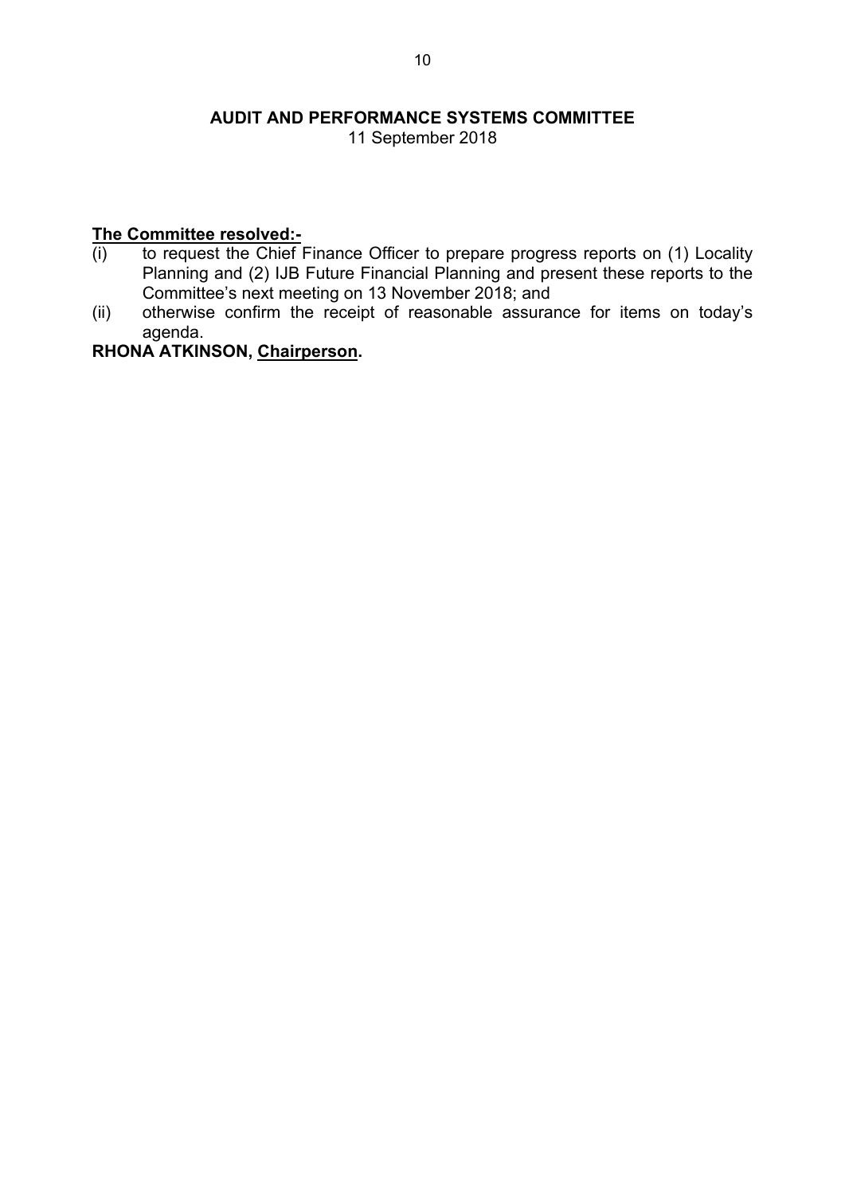**AUDIT AND PERFORMANCE SYSTEMS COMMITTEE**
11 September 2018

**The Committee resolved:-**

(i) to request the Chief Finance Officer to prepare progress reports on (1) Locality Planning and (2) IJB Future Financial Planning and present these reports to the Committee's next meeting on 13 November 2018; and

(ii) otherwise confirm the receipt of reasonable assurance for items on today's agenda.

**RHONA ATKINSON, Chairperson.**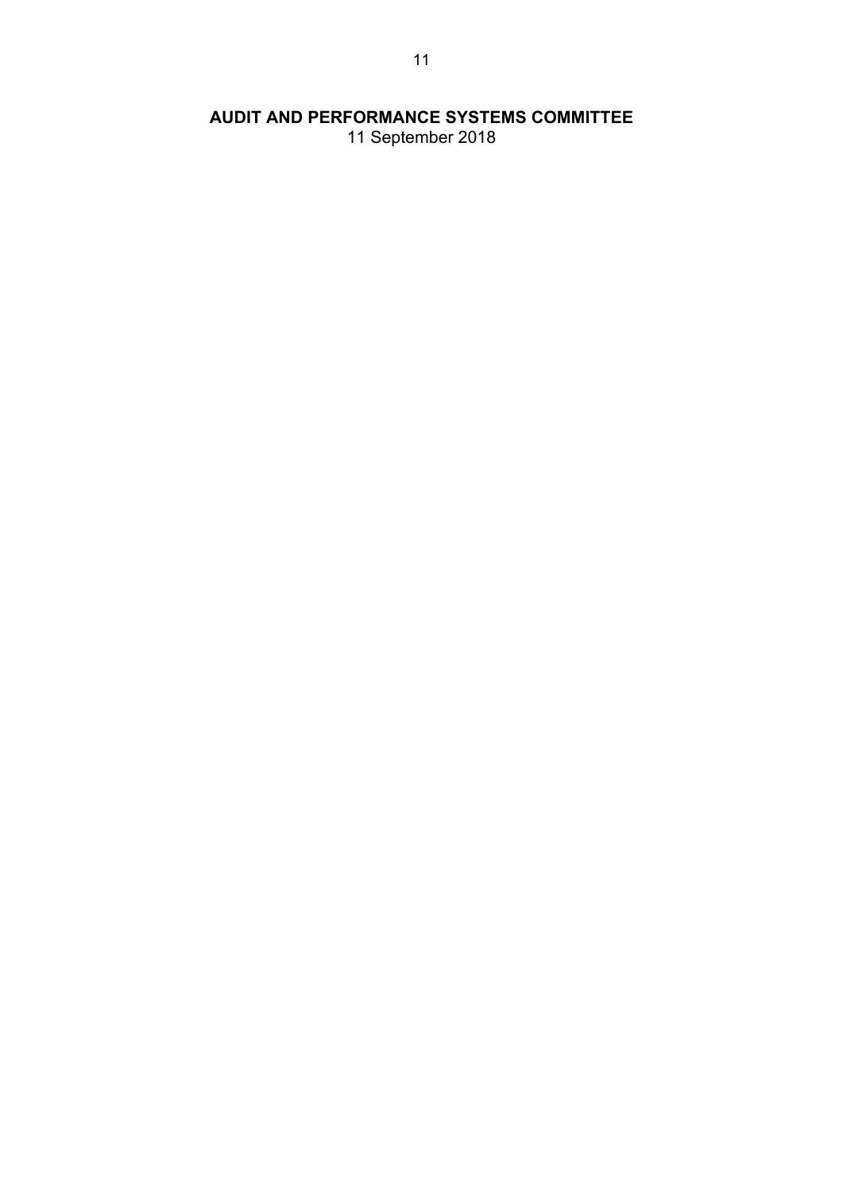**AUDIT AND PERFORMANCE SYSTEMS COMMITTEE**

11 September 2018